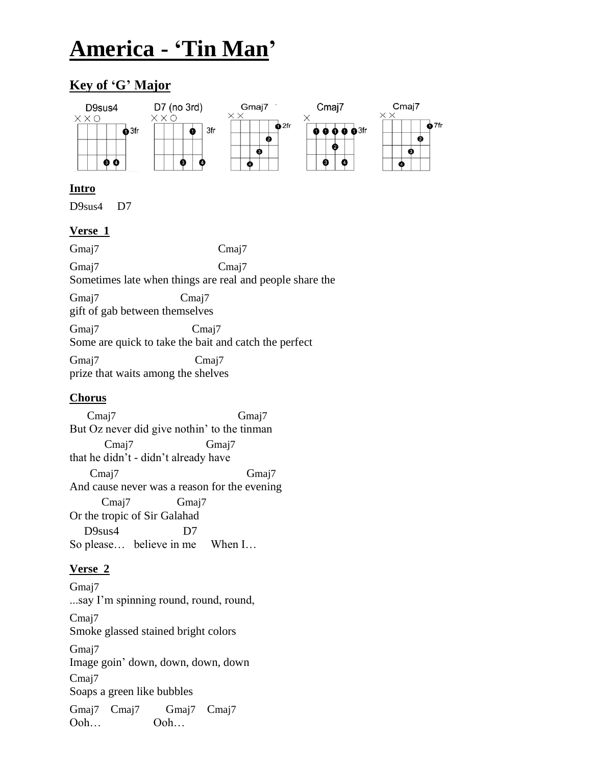# America - 'Tin Man'

## Key of 'G' Major

D9sus4 | D7 (no 3rd) | Gmaj7 | Cmaj7 | Cmaj7

### Intro

D9sus4     D7

### Verse 1

```
Gmaj7                              Cmaj7

Gmaj7                              Cmaj7
Sometimes late when things are real and people share the

Gmaj7                     Cmaj7
gift of gab between themselves

Gmaj7                        Cmaj7
Some are quick to take the bait and catch the perfect

Gmaj7                         Cmaj7
prize that waits among the shelves
```

### Chorus

```
    Cmaj7                              Gmaj7
But Oz never did give nothin' to the tinman
        Cmaj7                 Gmaj7
that he didn't - didn't already have
     Cmaj7                               Gmaj7
And cause never was a reason for the evening
       Cmaj7            Gmaj7
Or the tropic of Sir Galahad
   D9sus4              D7
So please…   believe in me     When I…
```

### Verse 2

```
Gmaj7
...say I'm spinning round, round, round,

Cmaj7
Smoke glassed stained bright colors

Gmaj7
Image goin' down, down, down, down

Cmaj7
Soaps a green like bubbles

Gmaj7    Cmaj7       Gmaj7    Cmaj7
Ooh…                 Ooh…
```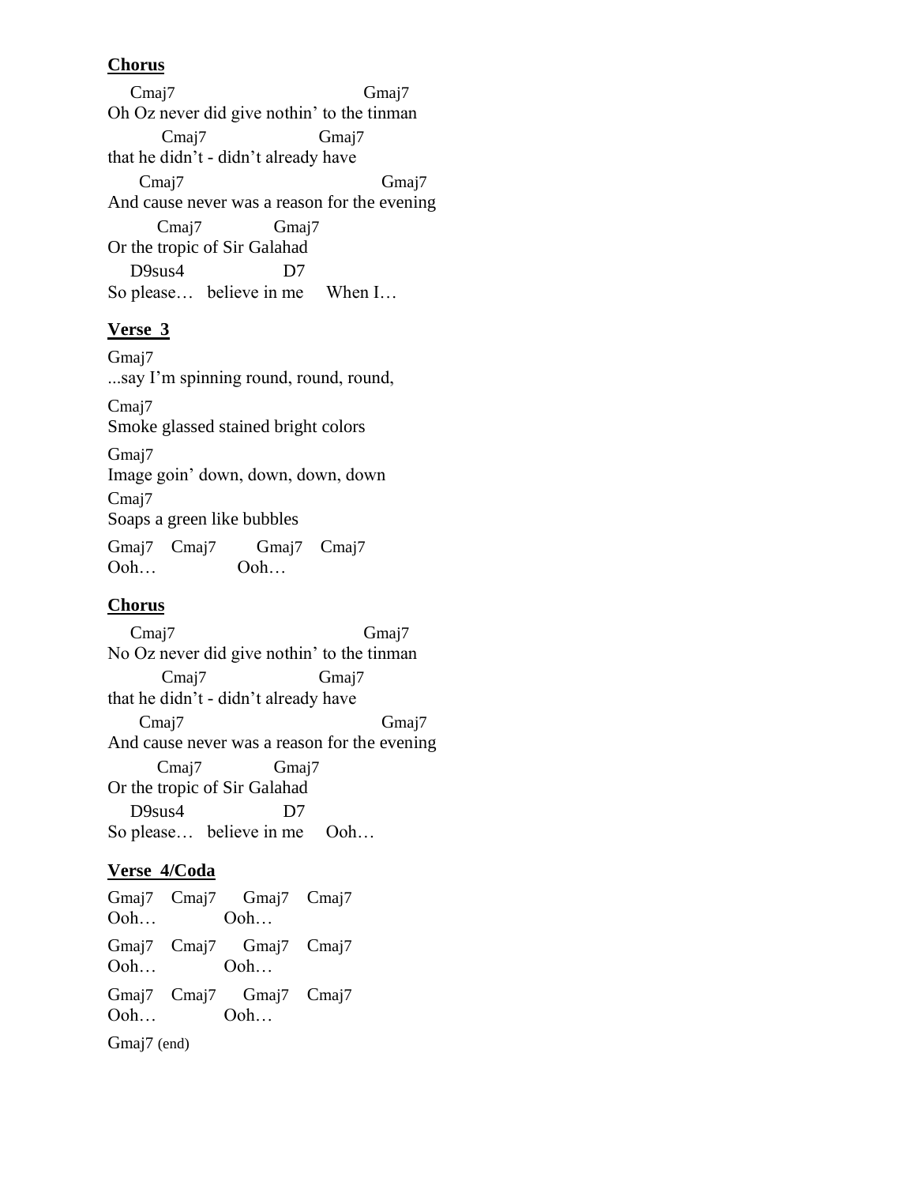**Chorus**

```
   Cmaj7                              Gmaj7
Oh Oz never did give nothin' to the tinman
         Cmaj7              Gmaj7
that he didn't - didn't already have
     Cmaj7                               Gmaj7
And cause never was a reason for the evening
        Cmaj7          Gmaj7
Or the tropic of Sir Galahad
   D9sus4            D7
So please…   believe in me     When I…
```

**Verse 3**

```
Gmaj7
...say I'm spinning round, round, round,
Cmaj7
Smoke glassed stained bright colors
Gmaj7
Image goin' down, down, down, down
Cmaj7
Soaps a green like bubbles
Gmaj7    Cmaj7       Gmaj7    Cmaj7
Ooh…                Ooh…
```

**Chorus**

```
   Cmaj7                              Gmaj7
No Oz never did give nothin' to the tinman
         Cmaj7              Gmaj7
that he didn't - didn't already have
     Cmaj7                               Gmaj7
And cause never was a reason for the evening
        Cmaj7          Gmaj7
Or the tropic of Sir Galahad
   D9sus4            D7
So please…   believe in me     Ooh…
```

**Verse 4/Coda**

```
Gmaj7    Cmaj7     Gmaj7    Cmaj7
Ooh…              Ooh…
Gmaj7    Cmaj7     Gmaj7    Cmaj7
Ooh…              Ooh…
Gmaj7    Cmaj7     Gmaj7    Cmaj7
Ooh…              Ooh…
Gmaj7 (end)
```